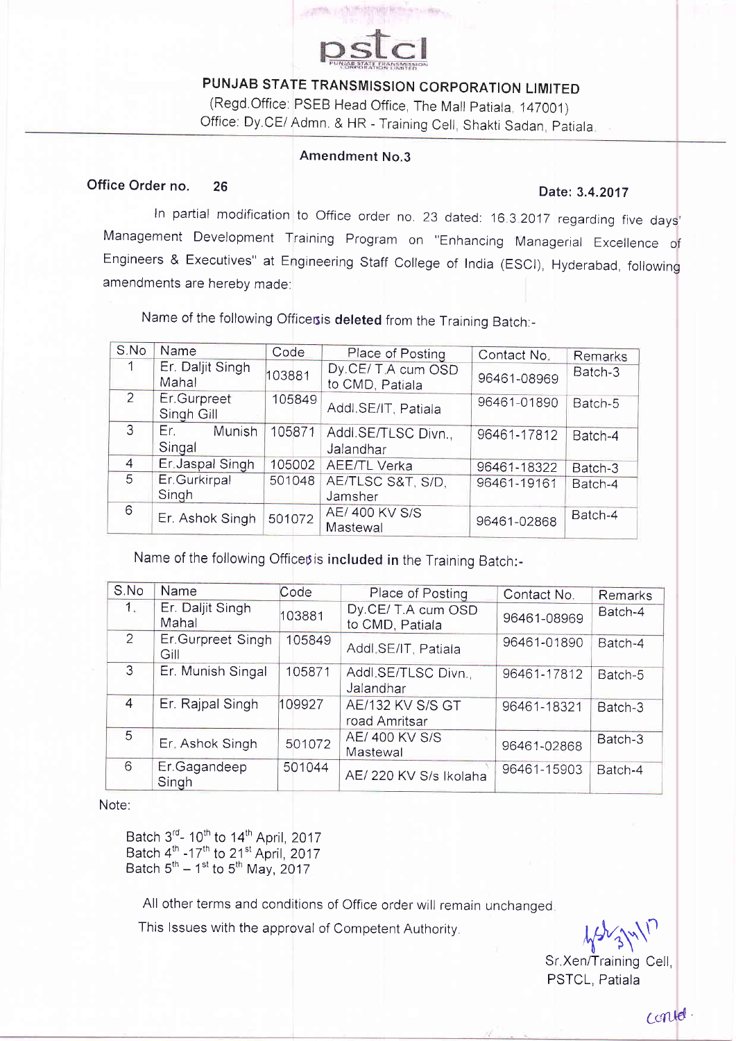pstcl

# PUNJAB STATE TRANSMISSION CORPORATION LIMITED

(Regd.Office: PSEB Head Office, The Mall Patiala, 147001)
Office: Dy.CE/ Admn. & HR - Training Cell, Shakti Sadan, Patiala.

**Amendment No.3**

**Office Order no. 26** **Date: 3.4.2017**

In partial modification to Office order no. 23 dated: 16.3.2017 regarding five days' Management Development Training Program on "Enhancing Managerial Excellence of Engineers & Executives" at Engineering Staff College of India (ESCI), Hyderabad, following amendments are hereby made:

Name of the following Officers is **deleted** from the Training Batch:-

| S.No | Name | Code | Place of Posting | Contact No. | Remarks |
|---|---|---|---|---|---|
| 1 | Er. Daljit Singh Mahal | 103881 | Dy.CE/ T.A cum OSD to CMD, Patiala | 96461-08969 | Batch-3 |
| 2 | Er.Gurpreet Singh Gill | 105849 | Addl.SE/IT, Patiala | 96461-01890 | Batch-5 |
| 3 | Er. Munish Singal | 105871 | Addl.SE/TLSC Divn., Jalandhar | 96461-17812 | Batch-4 |
| 4 | Er.Jaspal Singh | 105002 | AEE/TL Verka | 96461-18322 | Batch-3 |
| 5 | Er.Gurkirpal Singh | 501048 | AE/TLSC S&T, S/D, Jamsher | 96461-19161 | Batch-4 |
| 6 | Er. Ashok Singh | 501072 | AE/ 400 KV S/S Mastewal | 96461-02868 | Batch-4 |

Name of the following Officers is **included in** the Training Batch:-

| S.No | Name | Code | Place of Posting | Contact No. | Remarks |
|---|---|---|---|---|---|
| 1. | Er. Daljit Singh Mahal | 103881 | Dy.CE/ T.A cum OSD to CMD, Patiala | 96461-08969 | Batch-4 |
| 2 | Er.Gurpreet Singh Gill | 105849 | Addl.SE/IT, Patiala | 96461-01890 | Batch-4 |
| 3 | Er. Munish Singal | 105871 | Addl.SE/TLSC Divn., Jalandhar | 96461-17812 | Batch-5 |
| 4 | Er. Rajpal Singh | 109927 | AE/132 KV S/S GT road Amritsar | 96461-18321 | Batch-3 |
| 5 | Er. Ashok Singh | 501072 | AE/ 400 KV S/S Mastewal | 96461-02868 | Batch-3 |
| 6 | Er.Gagandeep Singh | 501044 | AE/ 220 KV S/s Ikolaha | 96461-15903 | Batch-4 |

Note:

Batch 3rd- 10th to 14th April, 2017
Batch 4th -17th to 21st April, 2017
Batch 5th – 1st to 5th May, 2017

All other terms and conditions of Office order will remain unchanged.

This Issues with the approval of Competent Authority.

Sr.Xen/Training Cell,
PSTCL, Patiala

contd.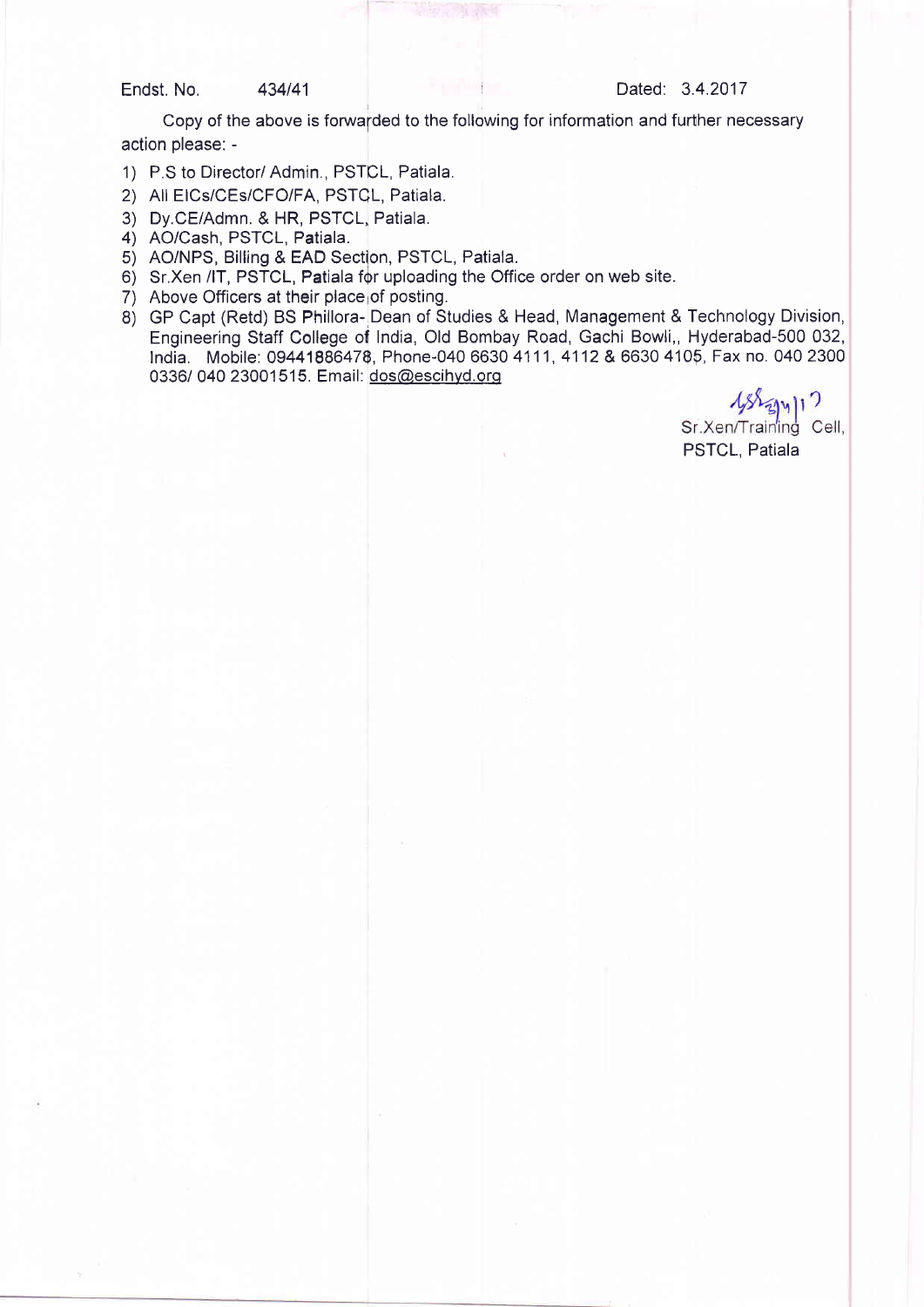Endst. No. 434/41 Dated: 3.4.2017

Copy of the above is forwarded to the following for information and further necessary action please: -

1) P.S to Director/ Admin., PSTCL, Patiala.
2) All EICs/CEs/CFO/FA, PSTCL, Patiala.
3) Dy.CE/Admn. & HR, PSTCL, Patiala.
4) AO/Cash, PSTCL, Patiala.
5) AO/NPS, Billing & EAD Section, PSTCL, Patiala.
6) Sr.Xen /IT, PSTCL, Patiala for uploading the Office order on web site.
7) Above Officers at their place of posting.
8) GP Capt (Retd) BS Phillora- Dean of Studies & Head, Management & Technology Division, Engineering Staff College of India, Old Bombay Road, Gachi Bowli,, Hyderabad-500 032, India. Mobile: 09441886478, Phone-040 6630 4111, 4112 & 6630 4105, Fax no. 040 2300 0336/ 040 23001515. Email: dos@escihyd.org

Sr.Xen/Training Cell,
PSTCL, Patiala